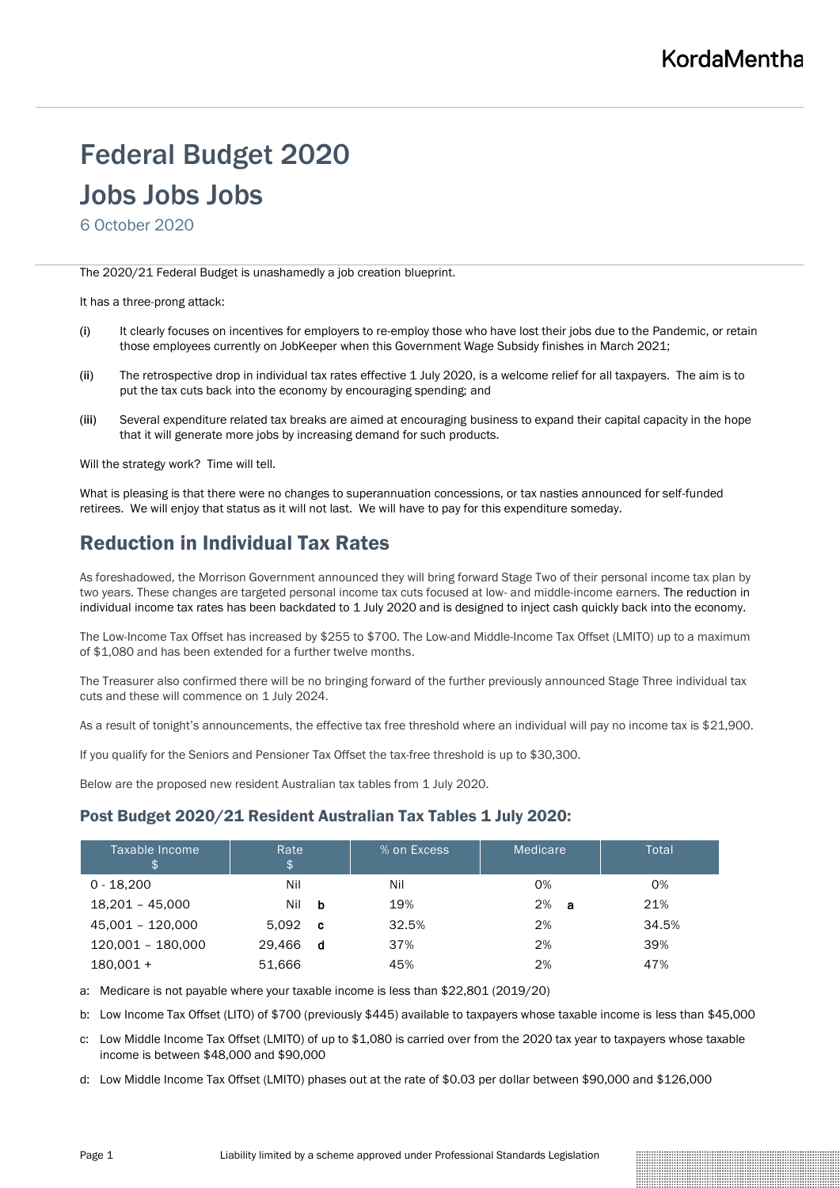# Federal Budget 2020

# Jobs Jobs Jobs

6 October 2020

The 2020/21 Federal Budget is unashamedly a job creation blueprint.

It has a three-prong attack:

(i) It clearly focuses on incentives for employers to re-employ those who have lost their jobs due to the Pandemic, or retain those employees currently on JobKeeper when this Government Wage Subsidy finishes in March 2021;

(ii) The retrospective drop in individual tax rates effective 1 July 2020, is a welcome relief for all taxpayers. The aim is to put the tax cuts back into the economy by encouraging spending; and

(iii) Several expenditure related tax breaks are aimed at encouraging business to expand their capital capacity in the hope that it will generate more jobs by increasing demand for such products.

Will the strategy work? Time will tell.

What is pleasing is that there were no changes to superannuation concessions, or tax nasties announced for self-funded retirees. We will enjoy that status as it will not last. We will have to pay for this expenditure someday.

## Reduction in Individual Tax Rates

As foreshadowed, the Morrison Government announced they will bring forward Stage Two of their personal income tax plan by two years. These changes are targeted personal income tax cuts focused at low- and middle-income earners. The reduction in individual income tax rates has been backdated to 1 July 2020 and is designed to inject cash quickly back into the economy.

The Low-Income Tax Offset has increased by $255 to $700. The Low-and Middle-Income Tax Offset (LMITO) up to a maximum of $1,080 and has been extended for a further twelve months.

The Treasurer also confirmed there will be no bringing forward of the further previously announced Stage Three individual tax cuts and these will commence on 1 July 2024.

As a result of tonight's announcements, the effective tax free threshold where an individual will pay no income tax is $21,900.

If you qualify for the Seniors and Pensioner Tax Offset the tax-free threshold is up to $30,300.

Below are the proposed new resident Australian tax tables from 1 July 2020.

### Post Budget 2020/21 Resident Australian Tax Tables 1 July 2020:

| Taxable Income $ | Rate $ | % on Excess | Medicare | Total |
|---|---|---|---|---|
| 0 - 18,200 | Nil | Nil | 0% | 0% |
| 18,201 – 45,000 | Nil **b** | 19% | 2% **a** | 21% |
| 45,001 – 120,000 | 5,092 **c** | 32.5% | 2% | 34.5% |
| 120,001 – 180,000 | 29,466 **d** | 37% | 2% | 39% |
| 180,001 + | 51,666 | 45% | 2% | 47% |

a: Medicare is not payable where your taxable income is less than $22,801 (2019/20)

b: Low Income Tax Offset (LITO) of $700 (previously $445) available to taxpayers whose taxable income is less than $45,000

c: Low Middle Income Tax Offset (LMITO) of up to $1,080 is carried over from the 2020 tax year to taxpayers whose taxable income is between $48,000 and $90,000

d: Low Middle Income Tax Offset (LMITO) phases out at the rate of $0.03 per dollar between $90,000 and $126,000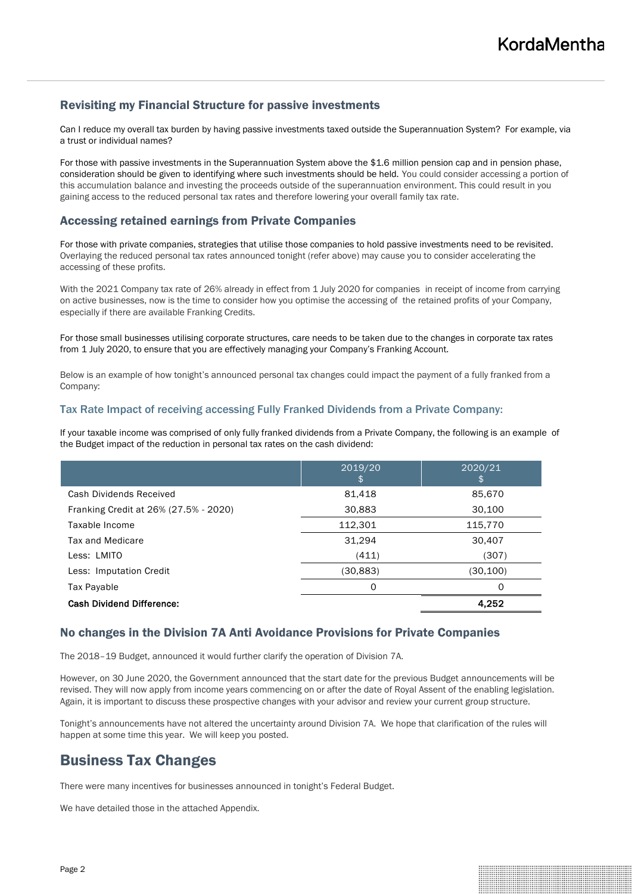## Revisiting my Financial Structure for passive investments

Can I reduce my overall tax burden by having passive investments taxed outside the Superannuation System? For example, via a trust or individual names?

For those with passive investments in the Superannuation System above the $1.6 million pension cap and in pension phase, consideration should be given to identifying where such investments should be held. You could consider accessing a portion of this accumulation balance and investing the proceeds outside of the superannuation environment. This could result in you gaining access to the reduced personal tax rates and therefore lowering your overall family tax rate.

## Accessing retained earnings from Private Companies

For those with private companies, strategies that utilise those companies to hold passive investments need to be revisited. Overlaying the reduced personal tax rates announced tonight (refer above) may cause you to consider accelerating the accessing of these profits.

With the 2021 Company tax rate of 26% already in effect from 1 July 2020 for companies in receipt of income from carrying on active businesses, now is the time to consider how you optimise the accessing of the retained profits of your Company, especially if there are available Franking Credits.

For those small businesses utilising corporate structures, care needs to be taken due to the changes in corporate tax rates from 1 July 2020, to ensure that you are effectively managing your Company's Franking Account.

Below is an example of how tonight's announced personal tax changes could impact the payment of a fully franked from a Company:

### Tax Rate Impact of receiving accessing Fully Franked Dividends from a Private Company:

If your taxable income was comprised of only fully franked dividends from a Private Company, the following is an example of the Budget impact of the reduction in personal tax rates on the cash dividend:

| | 2019/20 $ | 2020/21 $ |
|---|---|---|
| Cash Dividends Received | 81,418 | 85,670 |
| Franking Credit at 26% (27.5% - 2020) | 30,883 | 30,100 |
| Taxable Income | 112,301 | 115,770 |
| Tax and Medicare | 31,294 | 30,407 |
| Less: LMITO | (411) | (307) |
| Less: Imputation Credit | (30,883) | (30,100) |
| Tax Payable | 0 | 0 |
| **Cash Dividend Difference:** | | **4,252** |

## No changes in the Division 7A Anti Avoidance Provisions for Private Companies

The 2018–19 Budget, announced it would further clarify the operation of Division 7A.

However, on 30 June 2020, the Government announced that the start date for the previous Budget announcements will be revised. They will now apply from income years commencing on or after the date of Royal Assent of the enabling legislation. Again, it is important to discuss these prospective changes with your advisor and review your current group structure.

Tonight's announcements have not altered the uncertainty around Division 7A. We hope that clarification of the rules will happen at some time this year. We will keep you posted.

# Business Tax Changes

There were many incentives for businesses announced in tonight's Federal Budget.

We have detailed those in the attached Appendix.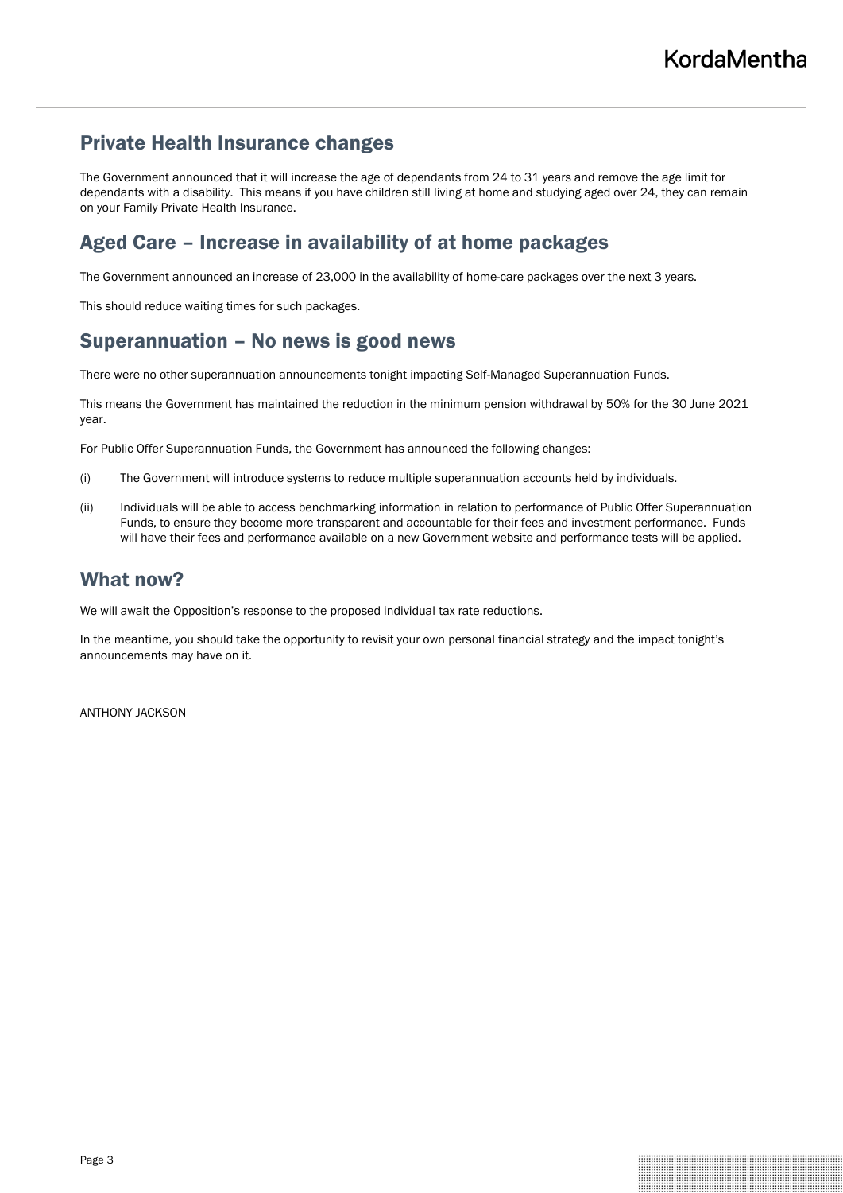## Private Health Insurance changes

The Government announced that it will increase the age of dependants from 24 to 31 years and remove the age limit for dependants with a disability. This means if you have children still living at home and studying aged over 24, they can remain on your Family Private Health Insurance.

## Aged Care – Increase in availability of at home packages

The Government announced an increase of 23,000 in the availability of home-care packages over the next 3 years.

This should reduce waiting times for such packages.

## Superannuation – No news is good news

There were no other superannuation announcements tonight impacting Self-Managed Superannuation Funds.

This means the Government has maintained the reduction in the minimum pension withdrawal by 50% for the 30 June 2021 year.

For Public Offer Superannuation Funds, the Government has announced the following changes:

(i) The Government will introduce systems to reduce multiple superannuation accounts held by individuals.

(ii) Individuals will be able to access benchmarking information in relation to performance of Public Offer Superannuation Funds, to ensure they become more transparent and accountable for their fees and investment performance. Funds will have their fees and performance available on a new Government website and performance tests will be applied.

## What now?

We will await the Opposition's response to the proposed individual tax rate reductions.

In the meantime, you should take the opportunity to revisit your own personal financial strategy and the impact tonight's announcements may have on it.

ANTHONY JACKSON